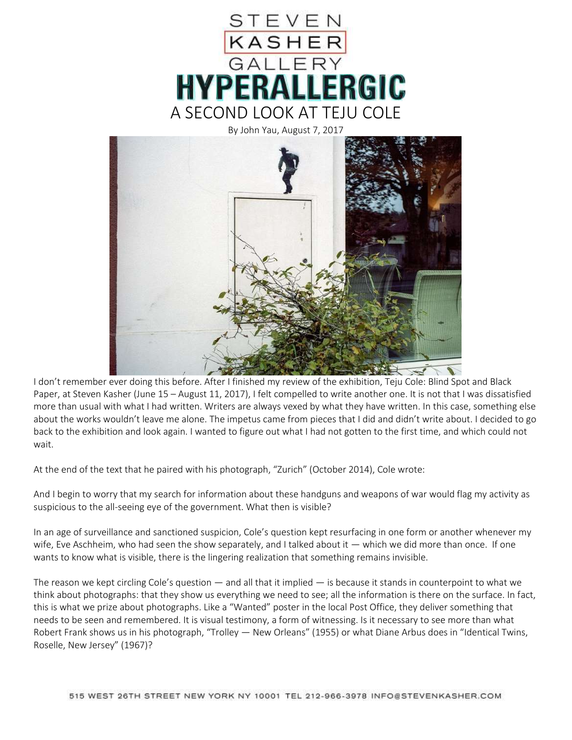STEVEN KASHER GALLERY

HYPERALLERGIC

# A SECOND LOOK AT TEJU COLE

By John Yau, August 7, 2017

I don't remember ever doing this before. After I finished my review of the exhibition, Teju Cole: Blind Spot and Black Paper, at Steven Kasher (June 15 – August 11, 2017), I felt compelled to write another one. It is not that I was dissatisfied more than usual with what I had written. Writers are always vexed by what they have written. In this case, something else about the works wouldn't leave me alone. The impetus came from pieces that I did and didn't write about. I decided to go back to the exhibition and look again. I wanted to figure out what I had not gotten to the first time, and which could not wait.

At the end of the text that he paired with his photograph, "Zurich" (October 2014), Cole wrote:

And I begin to worry that my search for information about these handguns and weapons of war would flag my activity as suspicious to the all-seeing eye of the government. What then is visible?

In an age of surveillance and sanctioned suspicion, Cole's question kept resurfacing in one form or another whenever my wife, Eve Aschheim, who had seen the show separately, and I talked about it — which we did more than once. If one wants to know what is visible, there is the lingering realization that something remains invisible.

The reason we kept circling Cole's question — and all that it implied — is because it stands in counterpoint to what we think about photographs: that they show us everything we need to see; all the information is there on the surface. In fact, this is what we prize about photographs. Like a "Wanted" poster in the local Post Office, they deliver something that needs to be seen and remembered. It is visual testimony, a form of witnessing. Is it necessary to see more than what Robert Frank shows us in his photograph, "Trolley — New Orleans" (1955) or what Diane Arbus does in "Identical Twins, Roselle, New Jersey" (1967)?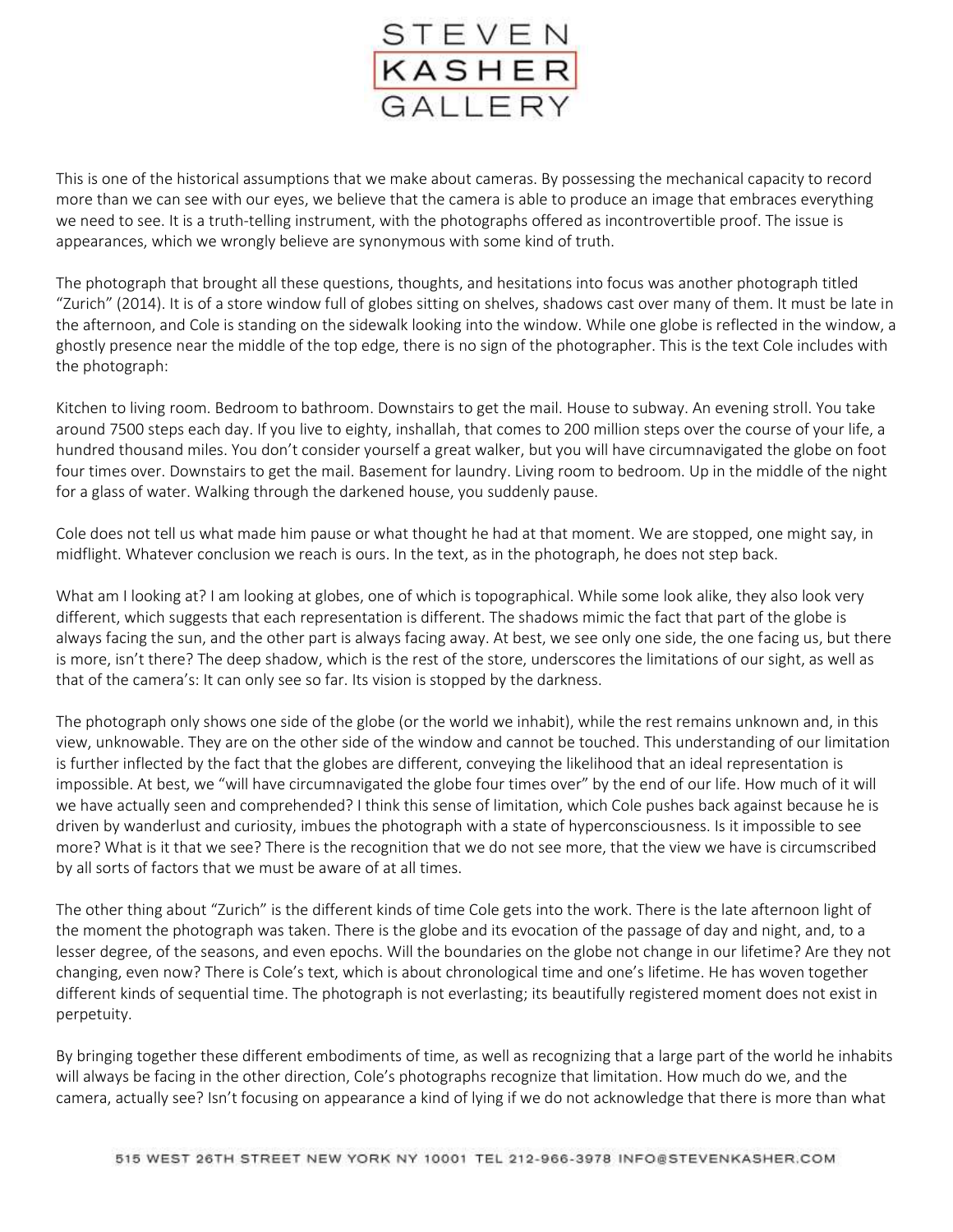This is one of the historical assumptions that we make about cameras. By possessing the mechanical capacity to record more than we can see with our eyes, we believe that the camera is able to produce an image that embraces everything we need to see. It is a truth-telling instrument, with the photographs offered as incontrovertible proof. The issue is appearances, which we wrongly believe are synonymous with some kind of truth.

The photograph that brought all these questions, thoughts, and hesitations into focus was another photograph titled "Zurich" (2014). It is of a store window full of globes sitting on shelves, shadows cast over many of them. It must be late in the afternoon, and Cole is standing on the sidewalk looking into the window. While one globe is reflected in the window, a ghostly presence near the middle of the top edge, there is no sign of the photographer. This is the text Cole includes with the photograph:

Kitchen to living room. Bedroom to bathroom. Downstairs to get the mail. House to subway. An evening stroll. You take around 7500 steps each day. If you live to eighty, inshallah, that comes to 200 million steps over the course of your life, a hundred thousand miles. You don't consider yourself a great walker, but you will have circumnavigated the globe on foot four times over. Downstairs to get the mail. Basement for laundry. Living room to bedroom. Up in the middle of the night for a glass of water. Walking through the darkened house, you suddenly pause.

Cole does not tell us what made him pause or what thought he had at that moment. We are stopped, one might say, in midflight. Whatever conclusion we reach is ours. In the text, as in the photograph, he does not step back.

What am I looking at? I am looking at globes, one of which is topographical. While some look alike, they also look very different, which suggests that each representation is different. The shadows mimic the fact that part of the globe is always facing the sun, and the other part is always facing away. At best, we see only one side, the one facing us, but there is more, isn't there? The deep shadow, which is the rest of the store, underscores the limitations of our sight, as well as that of the camera's: It can only see so far. Its vision is stopped by the darkness.

The photograph only shows one side of the globe (or the world we inhabit), while the rest remains unknown and, in this view, unknowable. They are on the other side of the window and cannot be touched. This understanding of our limitation is further inflected by the fact that the globes are different, conveying the likelihood that an ideal representation is impossible. At best, we "will have circumnavigated the globe four times over" by the end of our life. How much of it will we have actually seen and comprehended? I think this sense of limitation, which Cole pushes back against because he is driven by wanderlust and curiosity, imbues the photograph with a state of hyperconsciousness. Is it impossible to see more? What is it that we see? There is the recognition that we do not see more, that the view we have is circumscribed by all sorts of factors that we must be aware of at all times.

The other thing about "Zurich" is the different kinds of time Cole gets into the work. There is the late afternoon light of the moment the photograph was taken. There is the globe and its evocation of the passage of day and night, and, to a lesser degree, of the seasons, and even epochs. Will the boundaries on the globe not change in our lifetime? Are they not changing, even now? There is Cole's text, which is about chronological time and one's lifetime. He has woven together different kinds of sequential time. The photograph is not everlasting; its beautifully registered moment does not exist in perpetuity.

By bringing together these different embodiments of time, as well as recognizing that a large part of the world he inhabits will always be facing in the other direction, Cole's photographs recognize that limitation. How much do we, and the camera, actually see? Isn't focusing on appearance a kind of lying if we do not acknowledge that there is more than what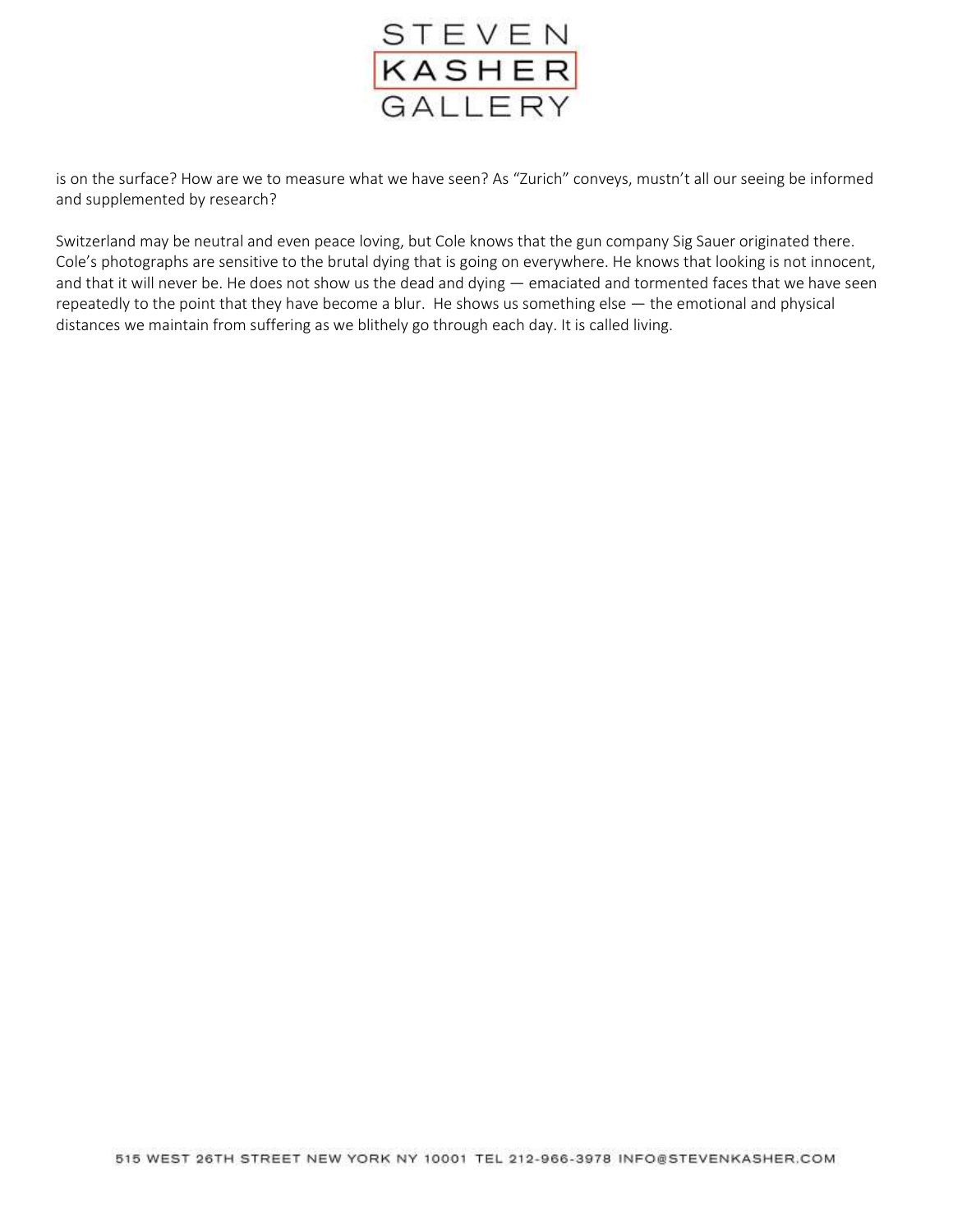is on the surface? How are we to measure what we have seen? As "Zurich" conveys, mustn't all our seeing be informed and supplemented by research?

Switzerland may be neutral and even peace loving, but Cole knows that the gun company Sig Sauer originated there. Cole's photographs are sensitive to the brutal dying that is going on everywhere. He knows that looking is not innocent, and that it will never be. He does not show us the dead and dying — emaciated and tormented faces that we have seen repeatedly to the point that they have become a blur. He shows us something else — the emotional and physical distances we maintain from suffering as we blithely go through each day. It is called living.